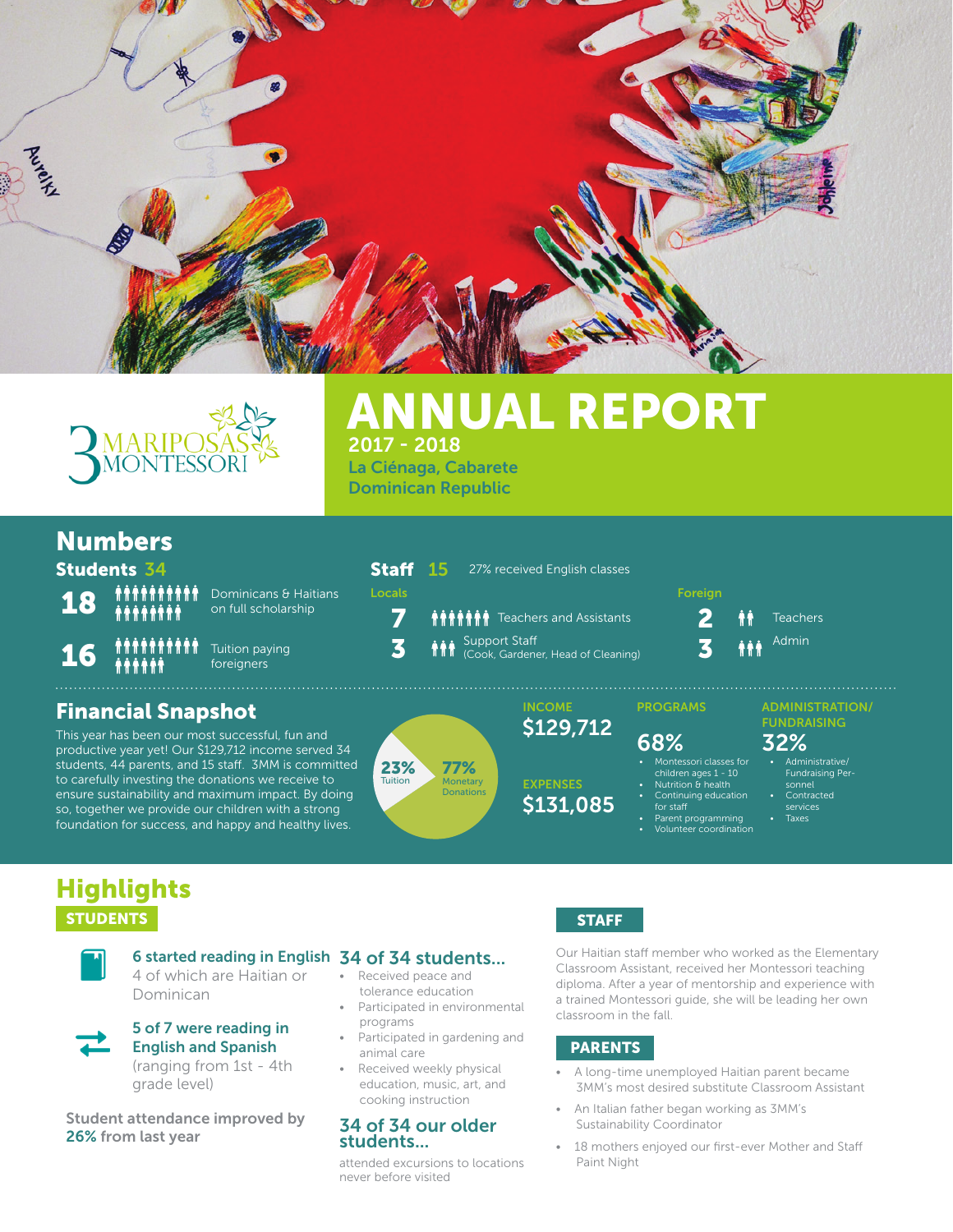3 MARIPOSAS MONTESSORI

# ANNUAL REPORT

**2017 - 2018**

**La Ciénaga, Cabarete**
**Dominican Republic**

## Numbers

### Students 34

**18** Dominicans & Haitians on full scholarship

**16** Tuition paying foreigners

### Staff 15

27% received English classes

**Locals**

**7** Teachers and Assistants

**3** Support Staff (Cook, Gardener, Head of Cleaning)

**Foreign**

**2** Teachers

**3** Admin

## Financial Snapshot

This year has been our most successful, fun and productive year yet! Our $129,712 income served 34 students, 44 parents, and 15 staff. 3MM is committed to carefully investing the donations we receive to ensure sustainability and maximum impact. By doing so, together we provide our children with a strong foundation for success, and happy and healthy lives.

- **23%** Tuition
- **77%** Monetary Donations

**INCOME**
**$129,712**

**EXPENSES**
**$131,085**

**PROGRAMS**
**68%**

- Montessori classes for children ages 1 - 10
- Nutrition & health
- Continuing education for staff
- Parent programming
- Volunteer coordination

**ADMINISTRATION/ FUNDRAISING**
**32%**

- Administrative/ Fundraising Personnel
- Contracted services
- Taxes

## Highlights

### STUDENTS

**6 started reading in English**
4 of which are Haitian or Dominican

**5 of 7 were reading in English and Spanish**
(ranging from 1st - 4th grade level)

**Student attendance improved by 26% from last year**

**34 of 34 students...**

- Received peace and tolerance education
- Participated in environmental programs
- Participated in gardening and animal care
- Received weekly physical education, music, art, and cooking instruction

**34 of 34 our older students...**

attended excursions to locations never before visited

### STAFF

Our Haitian staff member who worked as the Elementary Classroom Assistant, received her Montessori teaching diploma. After a year of mentorship and experience with a trained Montessori guide, she will be leading her own classroom in the fall.

### PARENTS

- A long-time unemployed Haitian parent became 3MM's most desired substitute Classroom Assistant
- An Italian father began working as 3MM's Sustainability Coordinator
- 18 mothers enjoyed our first-ever Mother and Staff Paint Night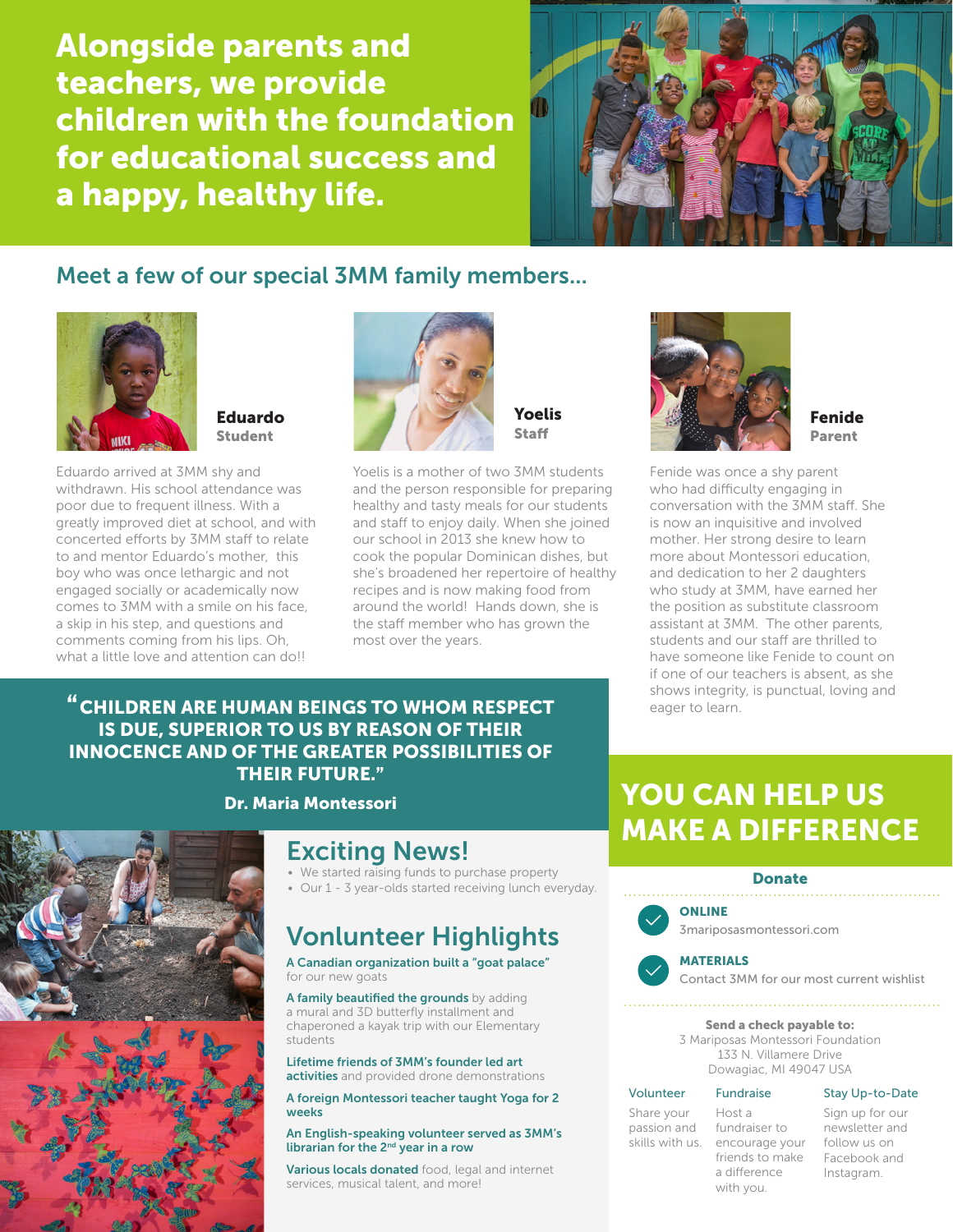# Alongside parents and teachers, we provide children with the foundation for educational success and a happy, healthy life.

## Meet a few of our special 3MM family members...

**Eduardo**
**Student**

Eduardo arrived at 3MM shy and withdrawn. His school attendance was poor due to frequent illness. With a greatly improved diet at school, and with concerted efforts by 3MM staff to relate to and mentor Eduardo's mother, this boy who was once lethargic and not engaged socially or academically now comes to 3MM with a smile on his face, a skip in his step, and questions and comments coming from his lips. Oh, what a little love and attention can do!!

**Yoelis**
**Staff**

Yoelis is a mother of two 3MM students and the person responsible for preparing healthy and tasty meals for our students and staff to enjoy daily. When she joined our school in 2013 she knew how to cook the popular Dominican dishes, but she's broadened her repertoire of healthy recipes and is now making food from around the world! Hands down, she is the staff member who has grown the most over the years.

**Fenide**
**Parent**

Fenide was once a shy parent who had difficulty engaging in conversation with the 3MM staff. She is now an inquisitive and involved mother. Her strong desire to learn more about Montessori education, and dedication to her 2 daughters who study at 3MM, have earned her the position as substitute classroom assistant at 3MM. The other parents, students and our staff are thrilled to have someone like Fenide to count on if one of our teachers is absent, as she shows integrity, is punctual, loving and eager to learn.

**"CHILDREN ARE HUMAN BEINGS TO WHOM RESPECT IS DUE, SUPERIOR TO US BY REASON OF THEIR INNOCENCE AND OF THE GREATER POSSIBILITIES OF THEIR FUTURE."**

**Dr. Maria Montessori**

## Exciting News!

- We started raising funds to purchase property
- Our 1 - 3 year-olds started receiving lunch everyday.

## Vonlunteer Highlights

**A Canadian organization built a "goat palace"** for our new goats

**A family beautified the grounds** by adding a mural and 3D butterfly installment and chaperoned a kayak trip with our Elementary students

**Lifetime friends of 3MM's founder led art activities** and provided drone demonstrations

**A foreign Montessori teacher taught Yoga for 2 weeks**

**An English-speaking volunteer served as 3MM's librarian for the 2nd year in a row**

**Various locals donated** food, legal and internet services, musical talent, and more!

## YOU CAN HELP US MAKE A DIFFERENCE

### Donate

**ONLINE**
3mariposasmontessori.com

**MATERIALS**
Contact 3MM for our most current wishlist

**Send a check payable to:**
3 Mariposas Montessori Foundation
133 N. Villamere Drive
Dowagiac, MI 49047 USA

**Volunteer**
Share your passion and skills with us.

**Fundraise**
Host a fundraiser to encourage your friends to make a difference with you.

**Stay Up-to-Date**
Sign up for our newsletter and follow us on Facebook and Instagram.